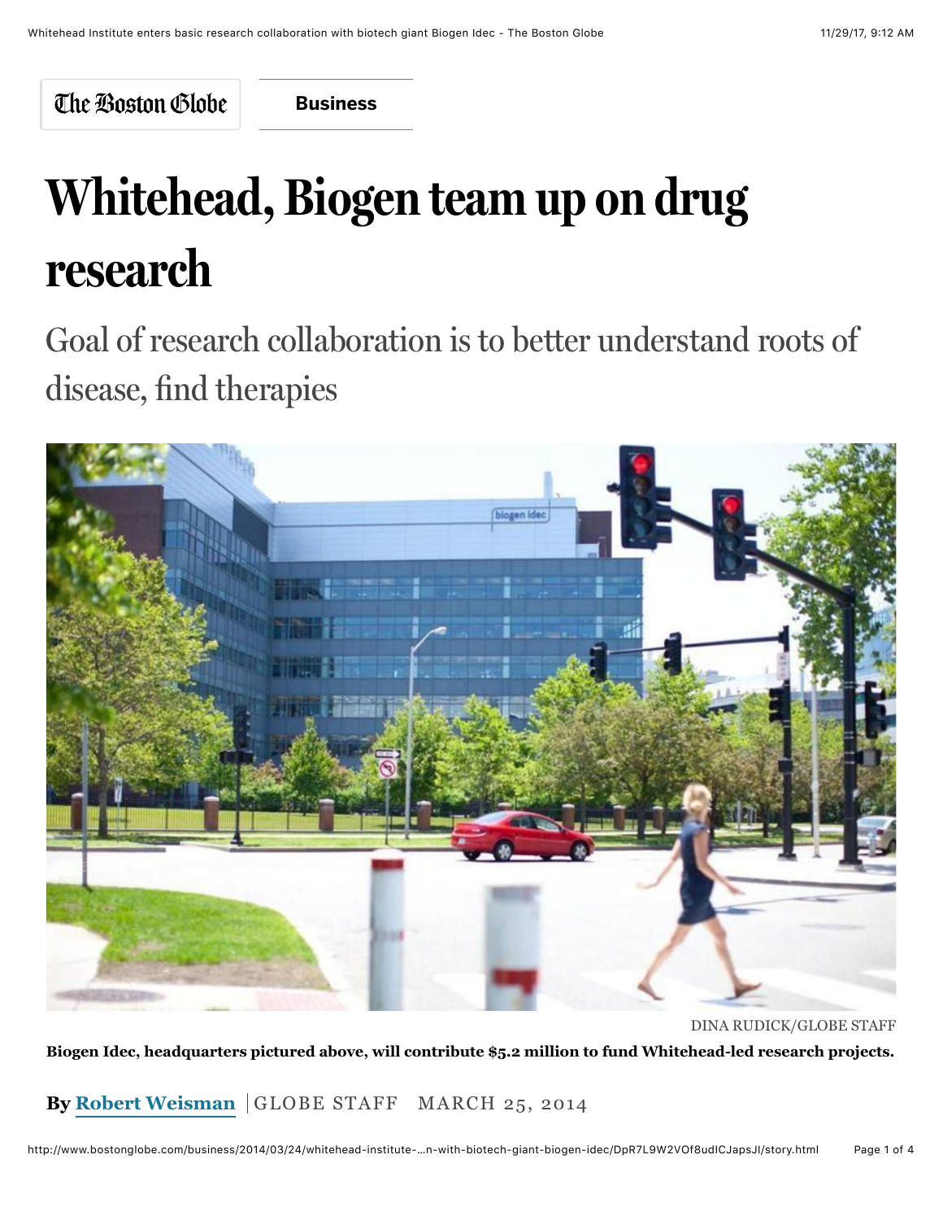The Boston Globe | Business

# Whitehead, Biogen team up on drug research

## Goal of research collaboration is to better understand roots of disease, find therapies

DINA RUDICK/GLOBE STAFF

**Biogen Idec, headquarters pictured above, will contribute $5.2 million to fund Whitehead-led research projects.**

By **Robert Weisman** | GLOBE STAFF MARCH 25, 2014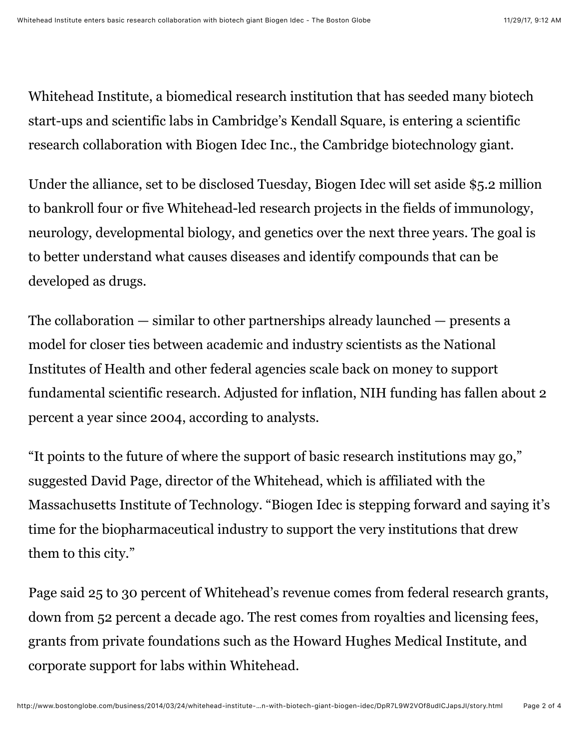Whitehead Institute, a biomedical research institution that has seeded many biotech start-ups and scientific labs in Cambridge's Kendall Square, is entering a scientific research collaboration with Biogen Idec Inc., the Cambridge biotechnology giant.

Under the alliance, set to be disclosed Tuesday, Biogen Idec will set aside $5.2 million to bankroll four or five Whitehead-led research projects in the fields of immunology, neurology, developmental biology, and genetics over the next three years. The goal is to better understand what causes diseases and identify compounds that can be developed as drugs.

The collaboration — similar to other partnerships already launched — presents a model for closer ties between academic and industry scientists as the National Institutes of Health and other federal agencies scale back on money to support fundamental scientific research. Adjusted for inflation, NIH funding has fallen about 2 percent a year since 2004, according to analysts.

"It points to the future of where the support of basic research institutions may go," suggested David Page, director of the Whitehead, which is affiliated with the Massachusetts Institute of Technology. "Biogen Idec is stepping forward and saying it's time for the biopharmaceutical industry to support the very institutions that drew them to this city."

Page said 25 to 30 percent of Whitehead's revenue comes from federal research grants, down from 52 percent a decade ago. The rest comes from royalties and licensing fees, grants from private foundations such as the Howard Hughes Medical Institute, and corporate support for labs within Whitehead.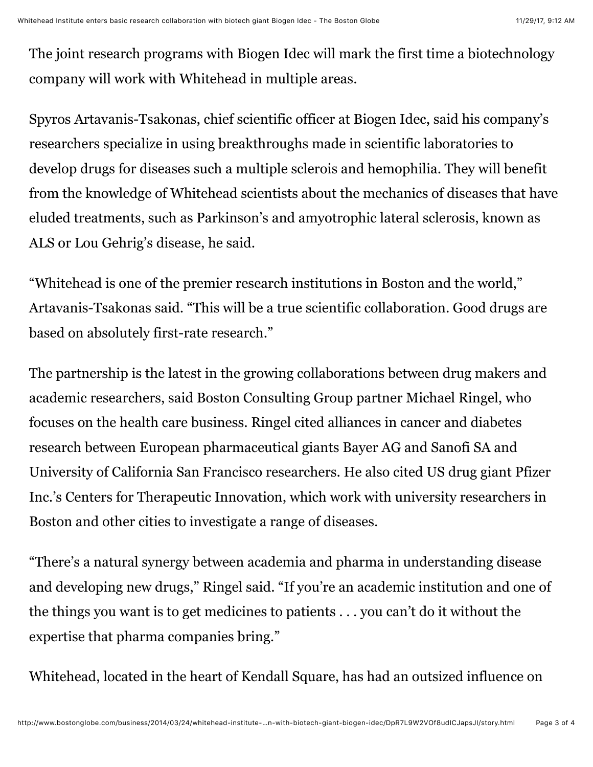The joint research programs with Biogen Idec will mark the first time a biotechnology company will work with Whitehead in multiple areas.

Spyros Artavanis-Tsakonas, chief scientific officer at Biogen Idec, said his company's researchers specialize in using breakthroughs made in scientific laboratories to develop drugs for diseases such a multiple sclerois and hemophilia. They will benefit from the knowledge of Whitehead scientists about the mechanics of diseases that have eluded treatments, such as Parkinson's and amyotrophic lateral sclerosis, known as ALS or Lou Gehrig's disease, he said.

"Whitehead is one of the premier research institutions in Boston and the world," Artavanis-Tsakonas said. "This will be a true scientific collaboration. Good drugs are based on absolutely first-rate research."

The partnership is the latest in the growing collaborations between drug makers and academic researchers, said Boston Consulting Group partner Michael Ringel, who focuses on the health care business. Ringel cited alliances in cancer and diabetes research between European pharmaceutical giants Bayer AG and Sanofi SA and University of California San Francisco researchers. He also cited US drug giant Pfizer Inc.'s Centers for Therapeutic Innovation, which work with university researchers in Boston and other cities to investigate a range of diseases.

"There's a natural synergy between academia and pharma in understanding disease and developing new drugs," Ringel said. "If you're an academic institution and one of the things you want is to get medicines to patients . . . you can't do it without the expertise that pharma companies bring."

Whitehead, located in the heart of Kendall Square, has had an outsized influence on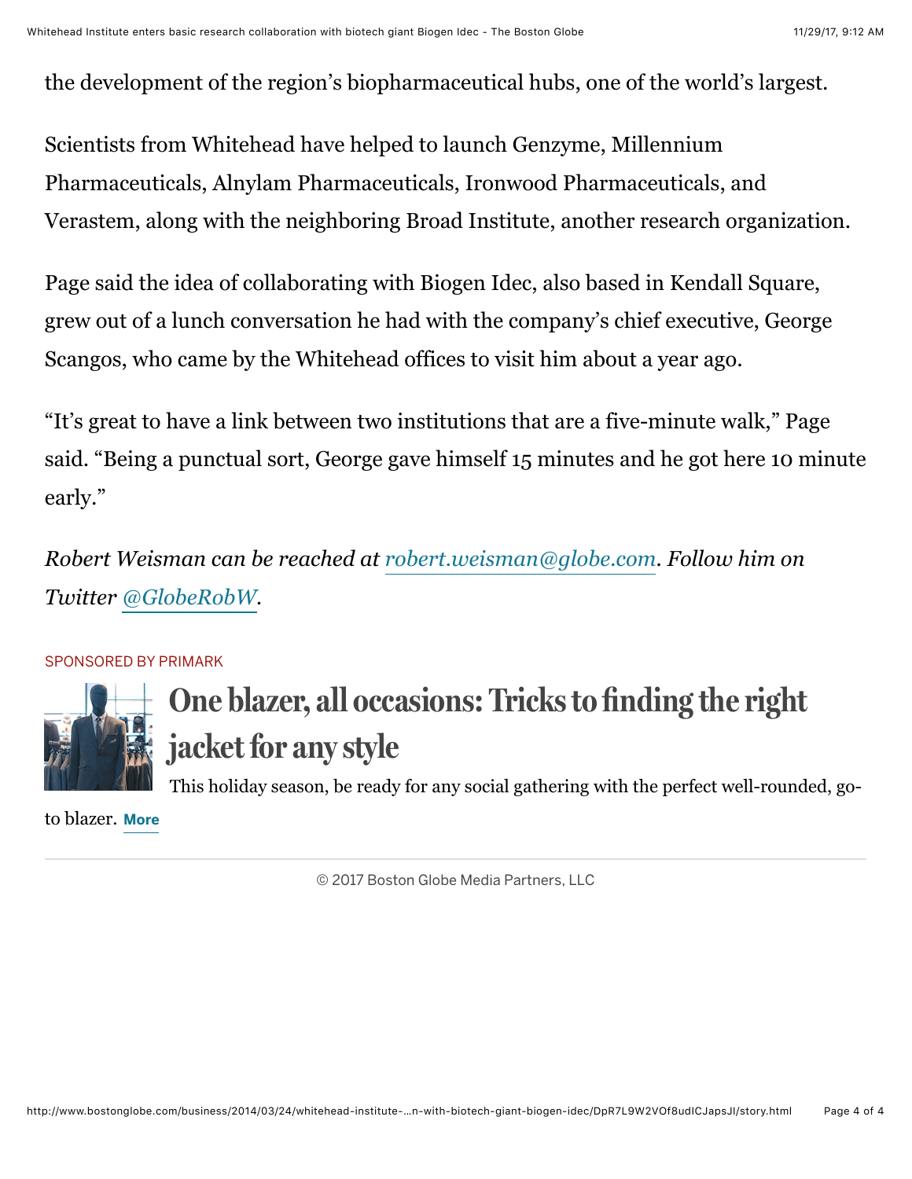the development of the region's biopharmaceutical hubs, one of the world's largest.

Scientists from Whitehead have helped to launch Genzyme, Millennium Pharmaceuticals, Alnylam Pharmaceuticals, Ironwood Pharmaceuticals, and Verastem, along with the neighboring Broad Institute, another research organization.

Page said the idea of collaborating with Biogen Idec, also based in Kendall Square, grew out of a lunch conversation he had with the company's chief executive, George Scangos, who came by the Whitehead offices to visit him about a year ago.

"It's great to have a link between two institutions that are a five-minute walk," Page said. "Being a punctual sort, George gave himself 15 minutes and he got here 10 minute early."

*Robert Weisman can be reached at [robert.weisman@globe.com](mailto:robert.weisman@globe.com). Follow him on Twitter [@GlobeRobW](https://twitter.com/GlobeRobW).*

SPONSORED BY PRIMARK

## One blazer, all occasions: Tricks to finding the right jacket for any style

This holiday season, be ready for any social gathering with the perfect well-rounded, go-to blazer. **More**

© 2017 Boston Globe Media Partners, LLC